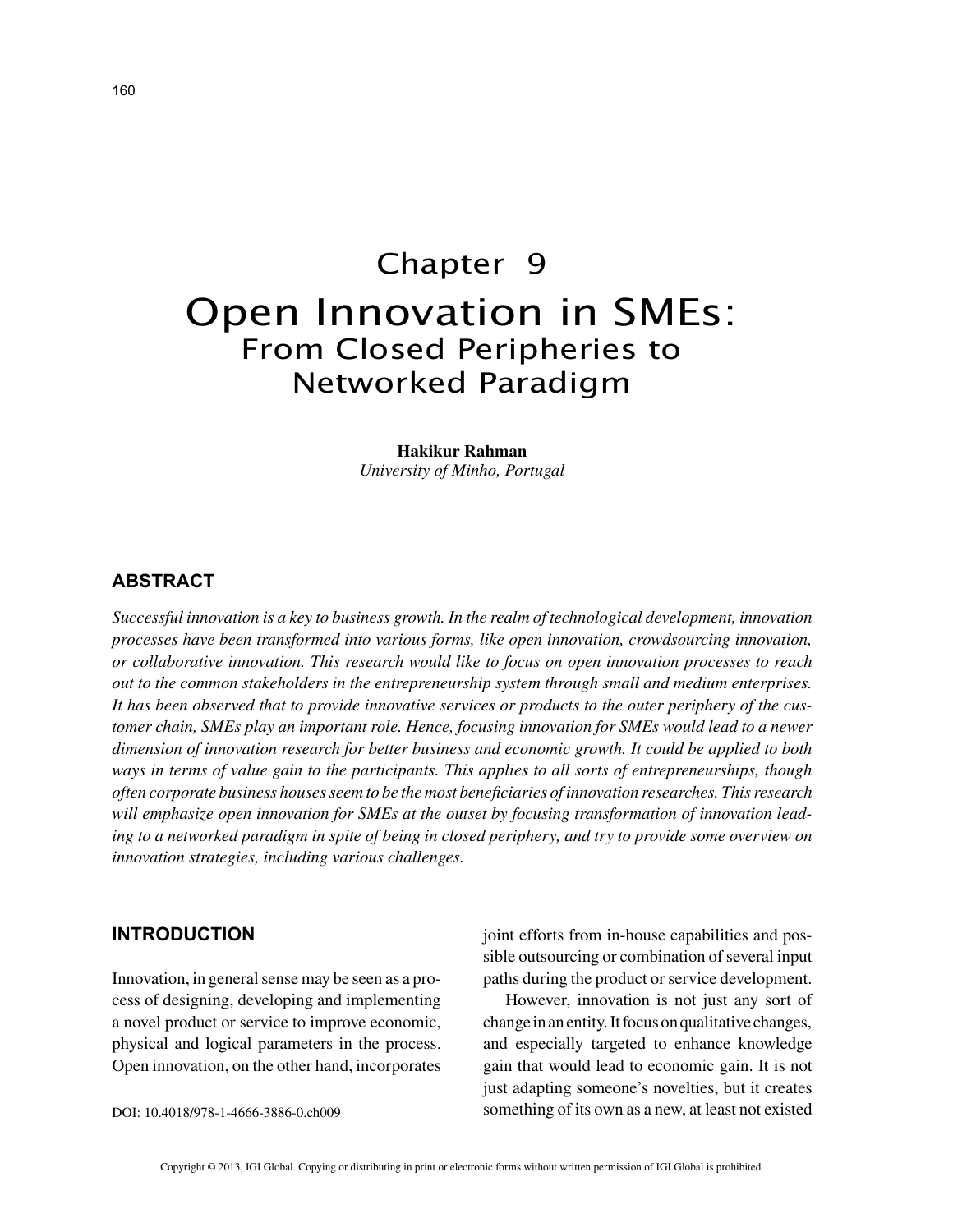# Chapter 9

# Open Innovation in SMEs: From Closed Peripheries to Networked Paradigm

**Hakikur Rahman**
*University of Minho, Portugal*

## ABSTRACT

*Successful innovation is a key to business growth. In the realm of technological development, innovation processes have been transformed into various forms, like open innovation, crowdsourcing innovation, or collaborative innovation. This research would like to focus on open innovation processes to reach out to the common stakeholders in the entrepreneurship system through small and medium enterprises. It has been observed that to provide innovative services or products to the outer periphery of the customer chain, SMEs play an important role. Hence, focusing innovation for SMEs would lead to a newer dimension of innovation research for better business and economic growth. It could be applied to both ways in terms of value gain to the participants. This applies to all sorts of entrepreneurships, though often corporate business houses seem to be the most beneficiaries of innovation researches. This research will emphasize open innovation for SMEs at the outset by focusing transformation of innovation leading to a networked paradigm in spite of being in closed periphery, and try to provide some overview on innovation strategies, including various challenges.*

## INTRODUCTION

Innovation, in general sense may be seen as a process of designing, developing and implementing a novel product or service to improve economic, physical and logical parameters in the process. Open innovation, on the other hand, incorporates joint efforts from in-house capabilities and possible outsourcing or combination of several input paths during the product or service development.

However, innovation is not just any sort of change in an entity. It focus on qualitative changes, and especially targeted to enhance knowledge gain that would lead to economic gain. It is not just adapting someone's novelties, but it creates something of its own as a new, at least not existed

DOI: 10.4018/978-1-4666-3886-0.ch009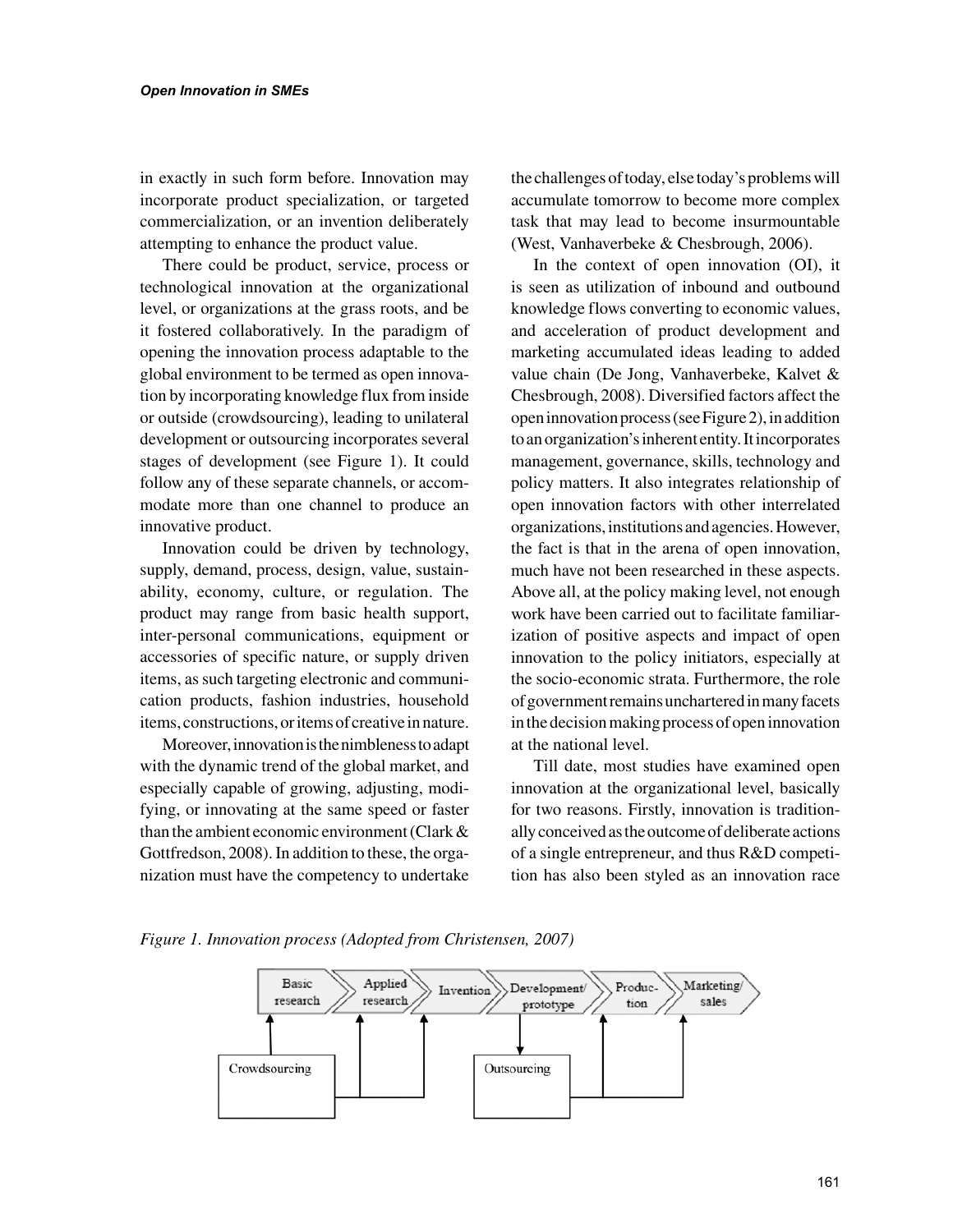in exactly in such form before. Innovation may incorporate product specialization, or targeted commercialization, or an invention deliberately attempting to enhance the product value.

There could be product, service, process or technological innovation at the organizational level, or organizations at the grass roots, and be it fostered collaboratively. In the paradigm of opening the innovation process adaptable to the global environment to be termed as open innovation by incorporating knowledge flux from inside or outside (crowdsourcing), leading to unilateral development or outsourcing incorporates several stages of development (see Figure 1). It could follow any of these separate channels, or accommodate more than one channel to produce an innovative product.

Innovation could be driven by technology, supply, demand, process, design, value, sustainability, economy, culture, or regulation. The product may range from basic health support, inter-personal communications, equipment or accessories of specific nature, or supply driven items, as such targeting electronic and communication products, fashion industries, household items, constructions, or items of creative in nature.

Moreover, innovation is the nimbleness to adapt with the dynamic trend of the global market, and especially capable of growing, adjusting, modifying, or innovating at the same speed or faster than the ambient economic environment (Clark & Gottfredson, 2008). In addition to these, the organization must have the competency to undertake the challenges of today, else today's problems will accumulate tomorrow to become more complex task that may lead to become insurmountable (West, Vanhaverbeke & Chesbrough, 2006).

In the context of open innovation (OI), it is seen as utilization of inbound and outbound knowledge flows converting to economic values, and acceleration of product development and marketing accumulated ideas leading to added value chain (De Jong, Vanhaverbeke, Kalvet & Chesbrough, 2008). Diversified factors affect the open innovation process (see Figure 2), in addition to an organization's inherent entity. It incorporates management, governance, skills, technology and policy matters. It also integrates relationship of open innovation factors with other interrelated organizations, institutions and agencies. However, the fact is that in the arena of open innovation, much have not been researched in these aspects. Above all, at the policy making level, not enough work have been carried out to facilitate familiarization of positive aspects and impact of open innovation to the policy initiators, especially at the socio-economic strata. Furthermore, the role of government remains unchartered in many facets in the decision making process of open innovation at the national level.

Till date, most studies have examined open innovation at the organizational level, basically for two reasons. Firstly, innovation is traditionally conceived as the outcome of deliberate actions of a single entrepreneur, and thus R&D competition has also been styled as an innovation race

*Figure 1. Innovation process (Adopted from Christensen, 2007)*

Basic research → Applied research → Invention → Development/ prototype → Production → Marketing/ sales

Crowdsourcing

Outsourcing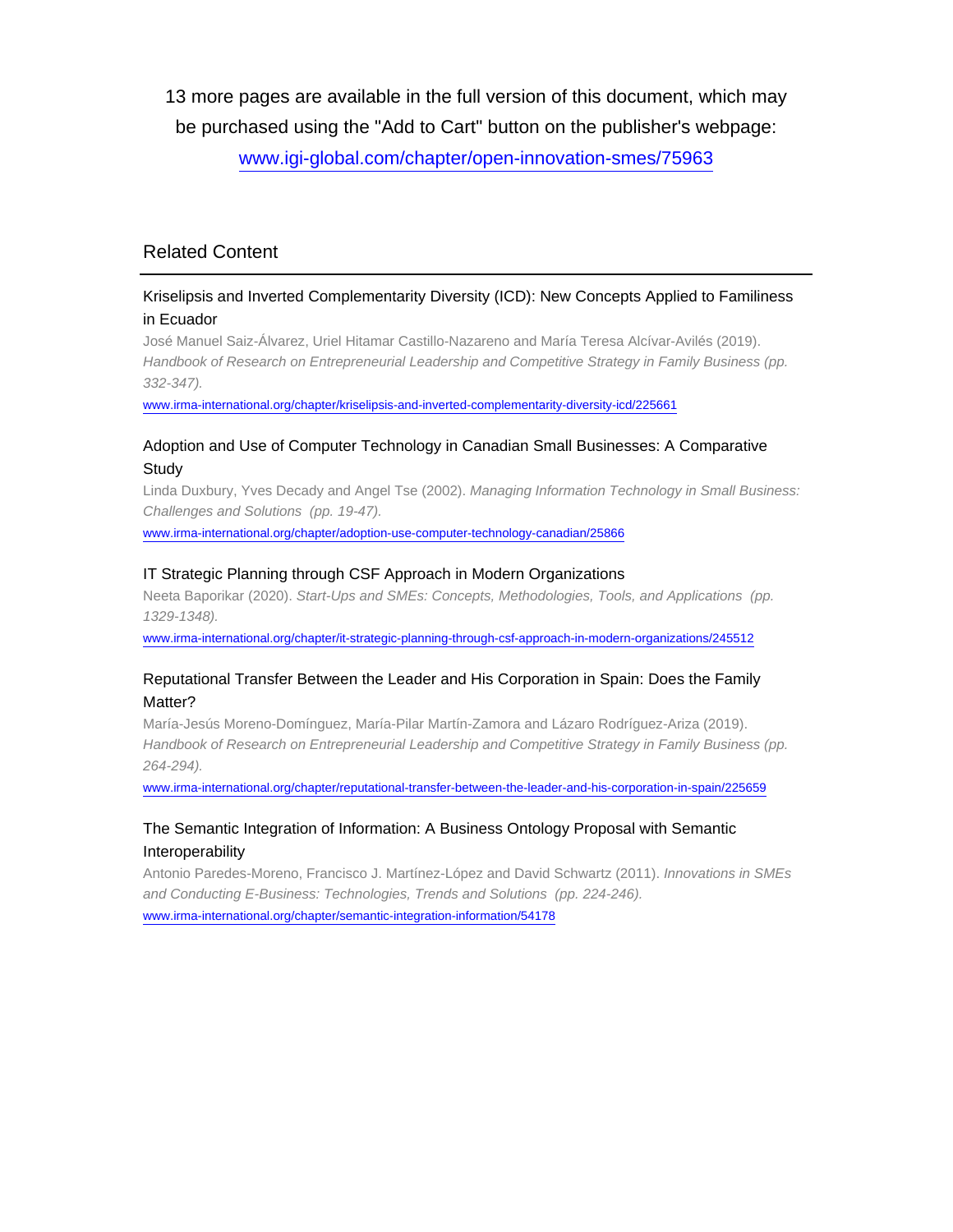13 more pages are available in the full version of this document, which may be purchased using the "Add to Cart" button on the publisher's webpage: www.igi-global.com/chapter/open-innovation-smes/75963

## Related Content

### Kriselipsis and Inverted Complementarity Diversity (ICD): New Concepts Applied to Familiness in Ecuador

José Manuel Saiz-Álvarez, Uriel Hitamar Castillo-Nazareno and María Teresa Alcívar-Avilés (2019). *Handbook of Research on Entrepreneurial Leadership and Competitive Strategy in Family Business (pp. 332-347).*

www.irma-international.org/chapter/kriselipsis-and-inverted-complementarity-diversity-icd/225661

### Adoption and Use of Computer Technology in Canadian Small Businesses: A Comparative Study

Linda Duxbury, Yves Decady and Angel Tse (2002). *Managing Information Technology in Small Business: Challenges and Solutions (pp. 19-47).*

www.irma-international.org/chapter/adoption-use-computer-technology-canadian/25866

### IT Strategic Planning through CSF Approach in Modern Organizations

Neeta Baporikar (2020). *Start-Ups and SMEs: Concepts, Methodologies, Tools, and Applications (pp. 1329-1348).*

www.irma-international.org/chapter/it-strategic-planning-through-csf-approach-in-modern-organizations/245512

### Reputational Transfer Between the Leader and His Corporation in Spain: Does the Family Matter?

María-Jesús Moreno-Domínguez, María-Pilar Martín-Zamora and Lázaro Rodríguez-Ariza (2019). *Handbook of Research on Entrepreneurial Leadership and Competitive Strategy in Family Business (pp. 264-294).*

www.irma-international.org/chapter/reputational-transfer-between-the-leader-and-his-corporation-in-spain/225659

### The Semantic Integration of Information: A Business Ontology Proposal with Semantic Interoperability

Antonio Paredes-Moreno, Francisco J. Martínez-López and David Schwartz (2011). *Innovations in SMEs and Conducting E-Business: Technologies, Trends and Solutions (pp. 224-246).*

www.irma-international.org/chapter/semantic-integration-information/54178